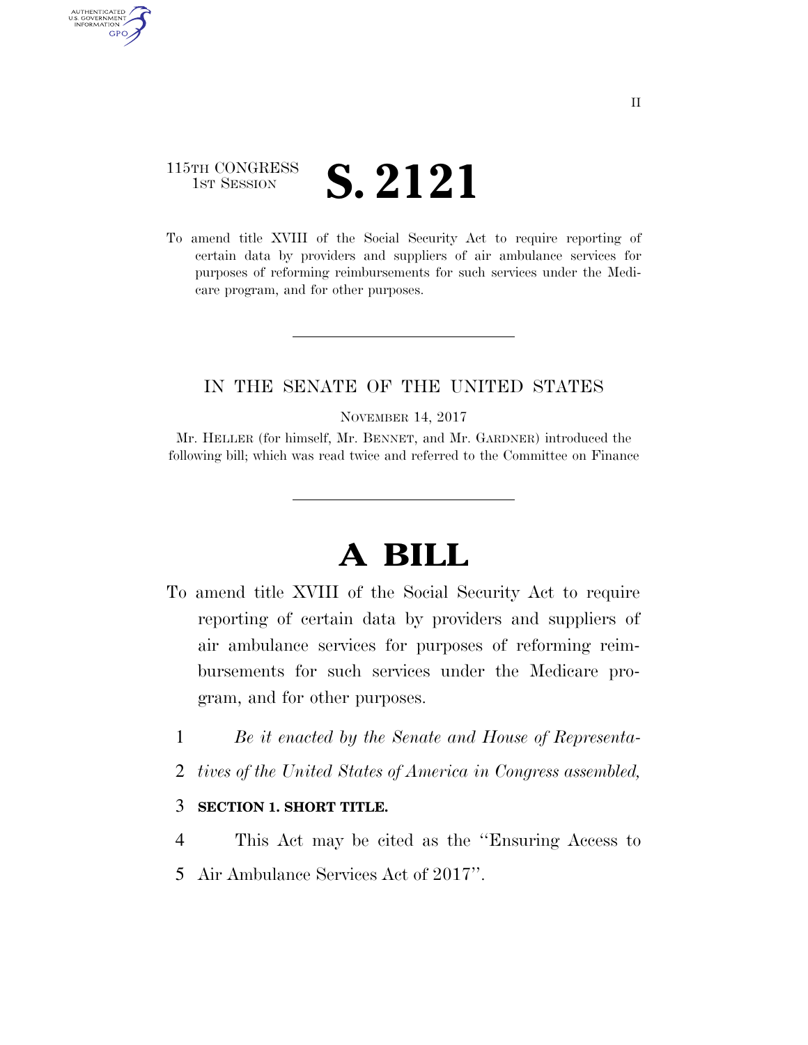115TH CONGRESS
1ST SESSION

# S. 2121

To amend title XVIII of the Social Security Act to require reporting of certain data by providers and suppliers of air ambulance services for purposes of reforming reimbursements for such services under the Medicare program, and for other purposes.

IN THE SENATE OF THE UNITED STATES

NOVEMBER 14, 2017

Mr. HELLER (for himself, Mr. BENNET, and Mr. GARDNER) introduced the following bill; which was read twice and referred to the Committee on Finance

# A BILL

To amend title XVIII of the Social Security Act to require reporting of certain data by providers and suppliers of air ambulance services for purposes of reforming reimbursements for such services under the Medicare program, and for other purposes.

1 *Be it enacted by the Senate and House of Representa-*
2 *tives of the United States of America in Congress assembled,*

3 **SECTION 1. SHORT TITLE.**

4 This Act may be cited as the ''Ensuring Access to
5 Air Ambulance Services Act of 2017''.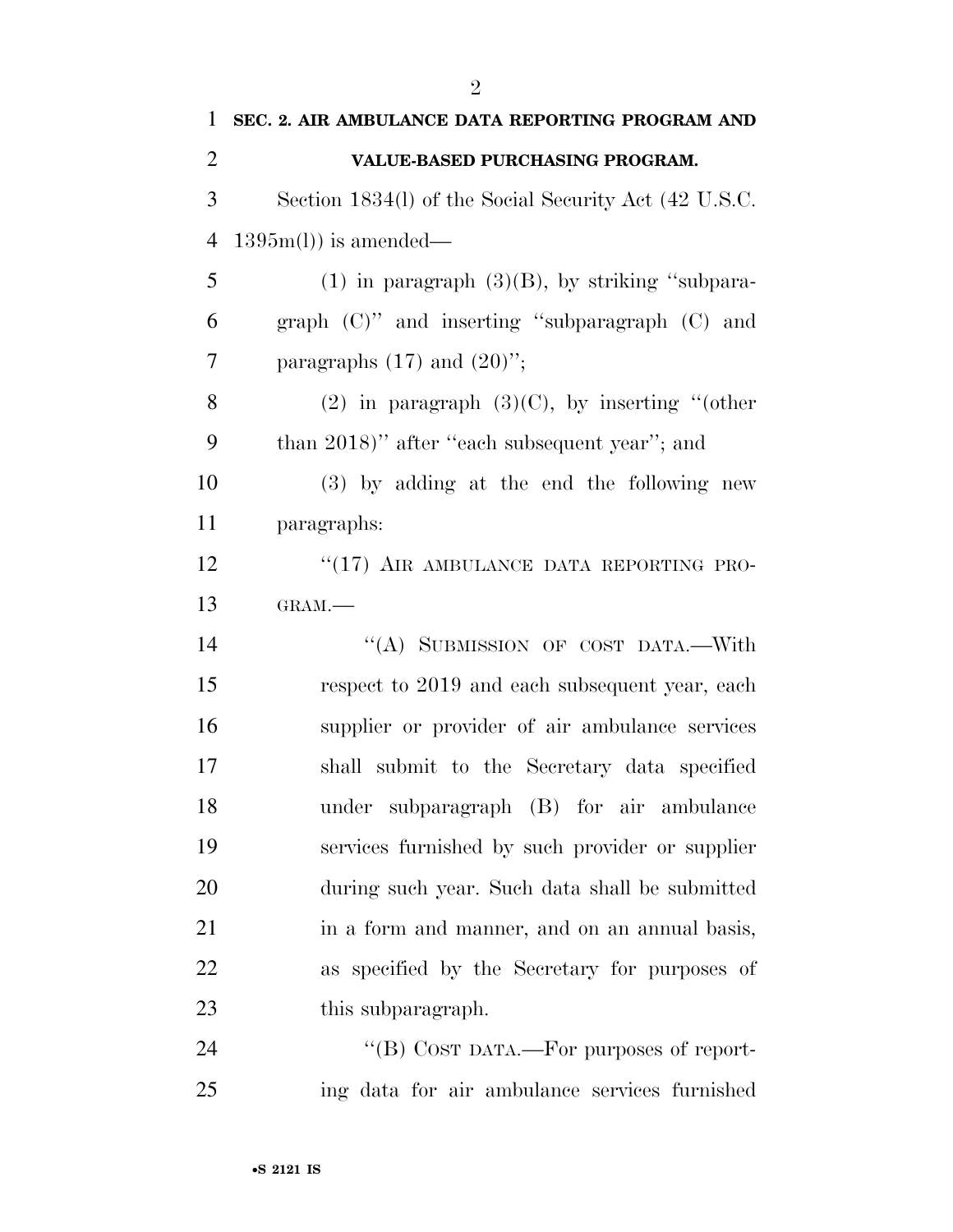**SEC. 2. AIR AMBULANCE DATA REPORTING PROGRAM AND VALUE-BASED PURCHASING PROGRAM.**

Section 1834(l) of the Social Security Act (42 U.S.C. 1395m(l)) is amended—

(1) in paragraph (3)(B), by striking "subparagraph (C)" and inserting "subparagraph (C) and paragraphs (17) and (20)";

(2) in paragraph (3)(C), by inserting "(other than 2018)" after "each subsequent year"; and

(3) by adding at the end the following new paragraphs:

"(17) AIR AMBULANCE DATA REPORTING PROGRAM.—

"(A) SUBMISSION OF COST DATA.—With respect to 2019 and each subsequent year, each supplier or provider of air ambulance services shall submit to the Secretary data specified under subparagraph (B) for air ambulance services furnished by such provider or supplier during such year. Such data shall be submitted in a form and manner, and on an annual basis, as specified by the Secretary for purposes of this subparagraph.

"(B) COST DATA.—For purposes of reporting data for air ambulance services furnished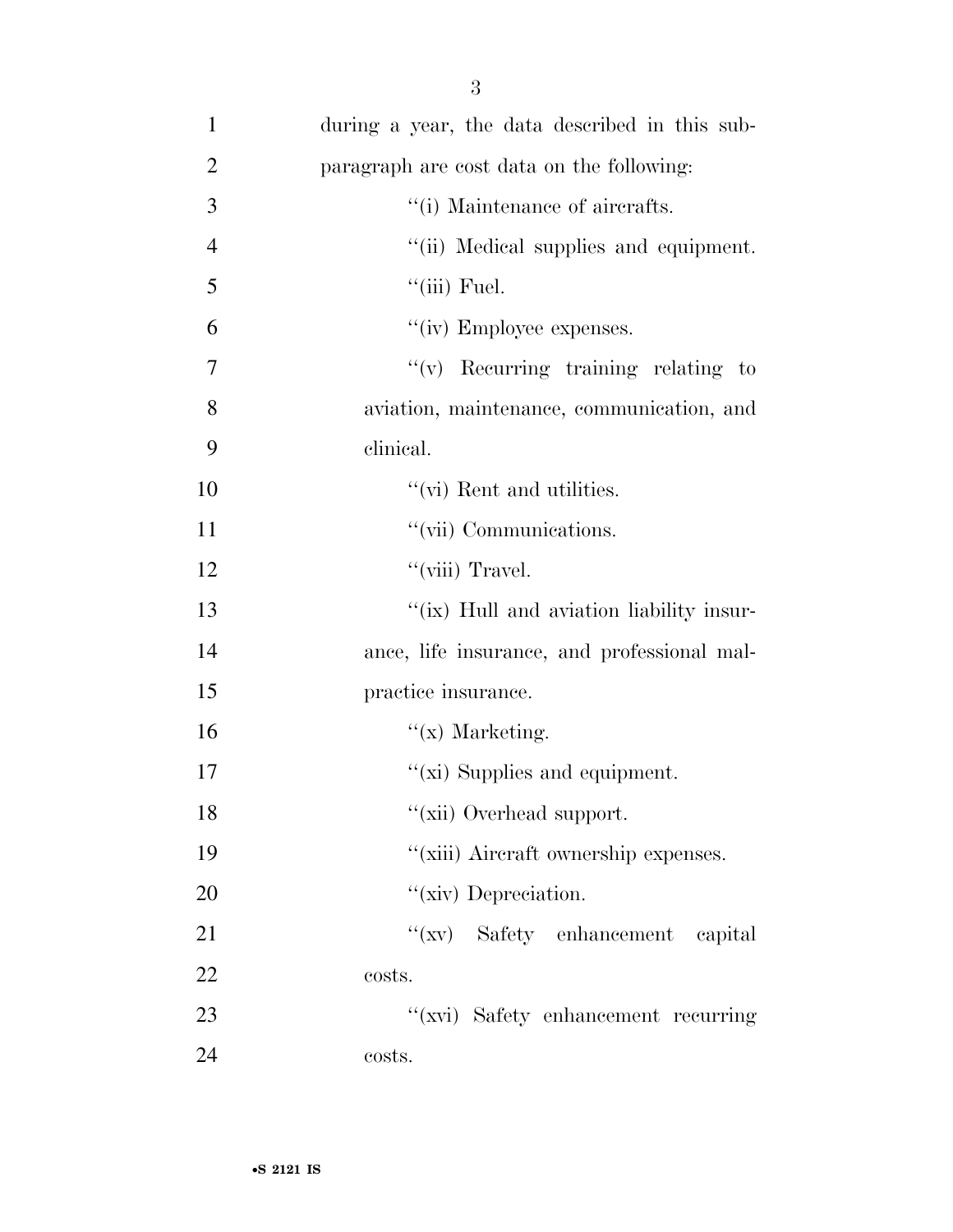during a year, the data described in this subparagraph are cost data on the following:

"(i) Maintenance of aircrafts.

"(ii) Medical supplies and equipment.

"(iii) Fuel.

"(iv) Employee expenses.

"(v) Recurring training relating to aviation, maintenance, communication, and clinical.

"(vi) Rent and utilities.

"(vii) Communications.

"(viii) Travel.

"(ix) Hull and aviation liability insurance, life insurance, and professional malpractice insurance.

"(x) Marketing.

"(xi) Supplies and equipment.

"(xii) Overhead support.

"(xiii) Aircraft ownership expenses.

"(xiv) Depreciation.

"(xv) Safety enhancement capital costs.

"(xvi) Safety enhancement recurring costs.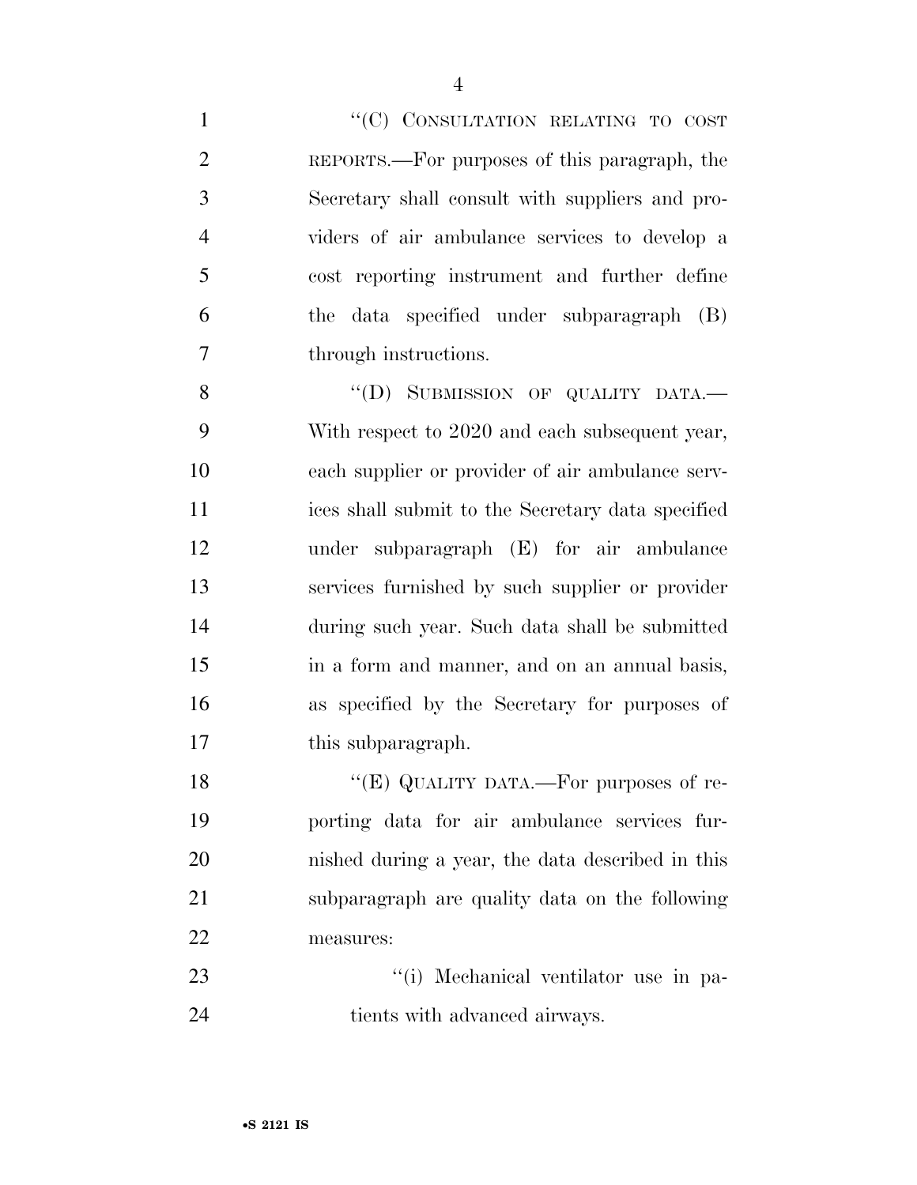"(C) CONSULTATION RELATING TO COST REPORTS.—For purposes of this paragraph, the Secretary shall consult with suppliers and providers of air ambulance services to develop a cost reporting instrument and further define the data specified under subparagraph (B) through instructions.

"(D) SUBMISSION OF QUALITY DATA.— With respect to 2020 and each subsequent year, each supplier or provider of air ambulance services shall submit to the Secretary data specified under subparagraph (E) for air ambulance services furnished by such supplier or provider during such year. Such data shall be submitted in a form and manner, and on an annual basis, as specified by the Secretary for purposes of this subparagraph.

"(E) QUALITY DATA.—For purposes of reporting data for air ambulance services furnished during a year, the data described in this subparagraph are quality data on the following measures:

"(i) Mechanical ventilator use in patients with advanced airways.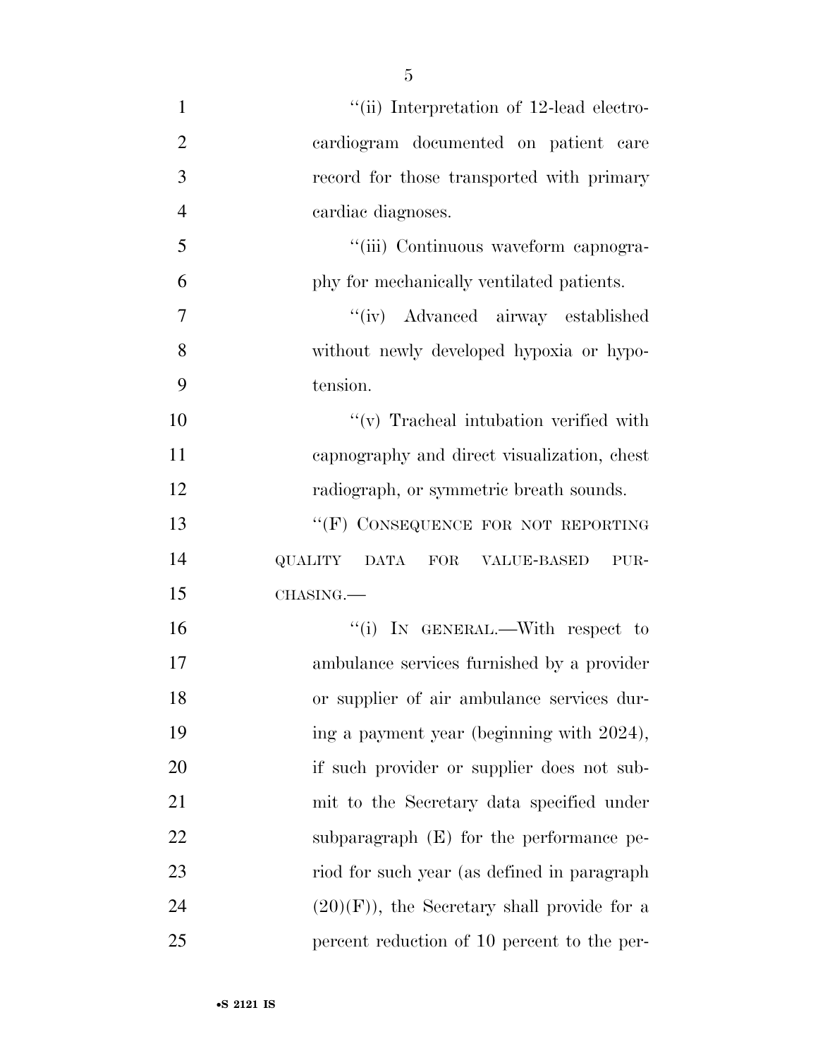"(ii) Interpretation of 12-lead electrocardiogram documented on patient care record for those transported with primary cardiac diagnoses.

"(iii) Continuous waveform capnography for mechanically ventilated patients.

"(iv) Advanced airway established without newly developed hypoxia or hypotension.

"(v) Tracheal intubation verified with capnography and direct visualization, chest radiograph, or symmetric breath sounds.

"(F) CONSEQUENCE FOR NOT REPORTING QUALITY DATA FOR VALUE-BASED PURCHASING.—

"(i) IN GENERAL.—With respect to ambulance services furnished by a provider or supplier of air ambulance services during a payment year (beginning with 2024), if such provider or supplier does not submit to the Secretary data specified under subparagraph (E) for the performance period for such year (as defined in paragraph (20)(F)), the Secretary shall provide for a percent reduction of 10 percent to the per-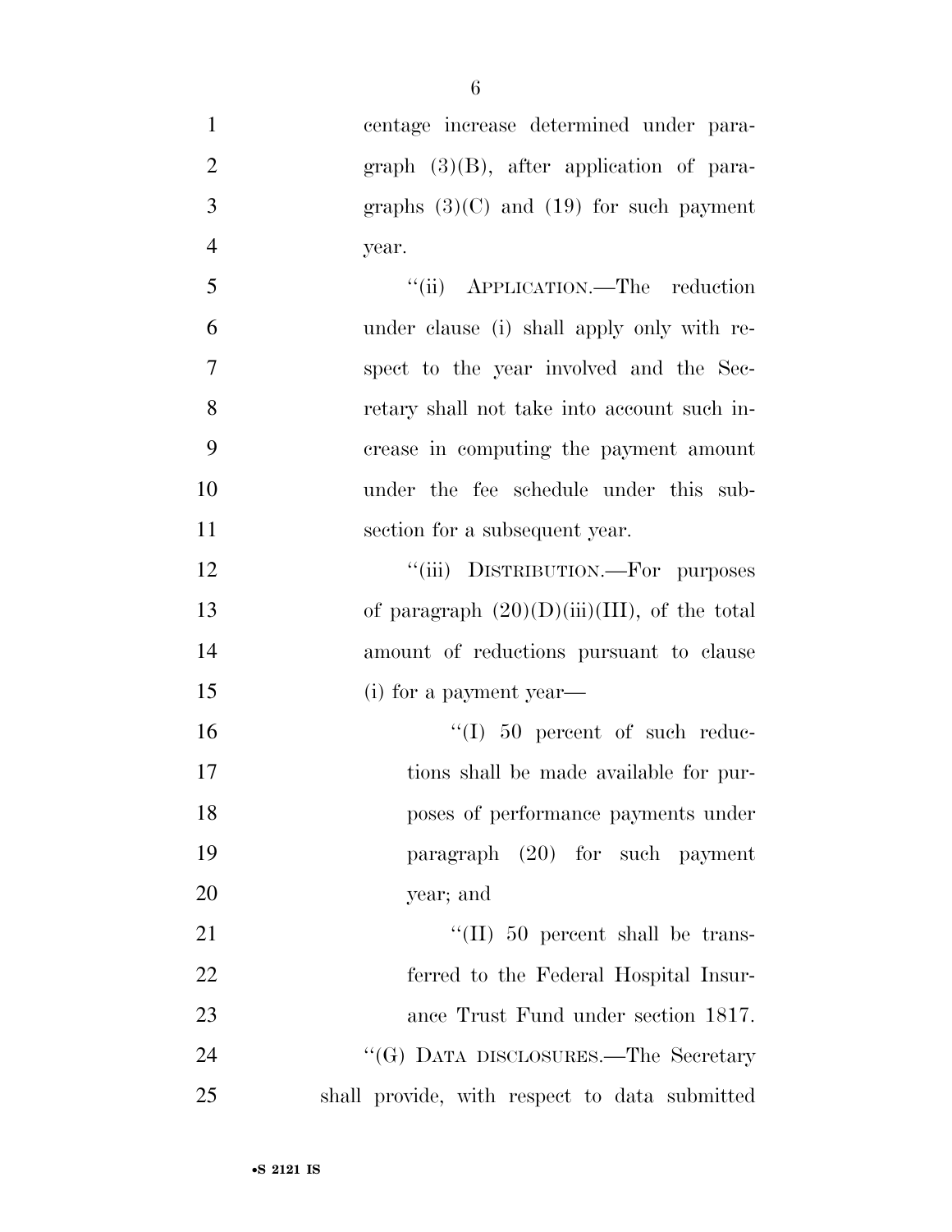centage increase determined under paragraph (3)(B), after application of paragraphs (3)(C) and (19) for such payment year.

"(ii) APPLICATION.—The reduction under clause (i) shall apply only with respect to the year involved and the Secretary shall not take into account such increase in computing the payment amount under the fee schedule under this subsection for a subsequent year.

"(iii) DISTRIBUTION.—For purposes of paragraph (20)(D)(iii)(III), of the total amount of reductions pursuant to clause (i) for a payment year—

"(I) 50 percent of such reductions shall be made available for purposes of performance payments under paragraph (20) for such payment year; and

"(II) 50 percent shall be transferred to the Federal Hospital Insurance Trust Fund under section 1817.

"(G) DATA DISCLOSURES.—The Secretary shall provide, with respect to data submitted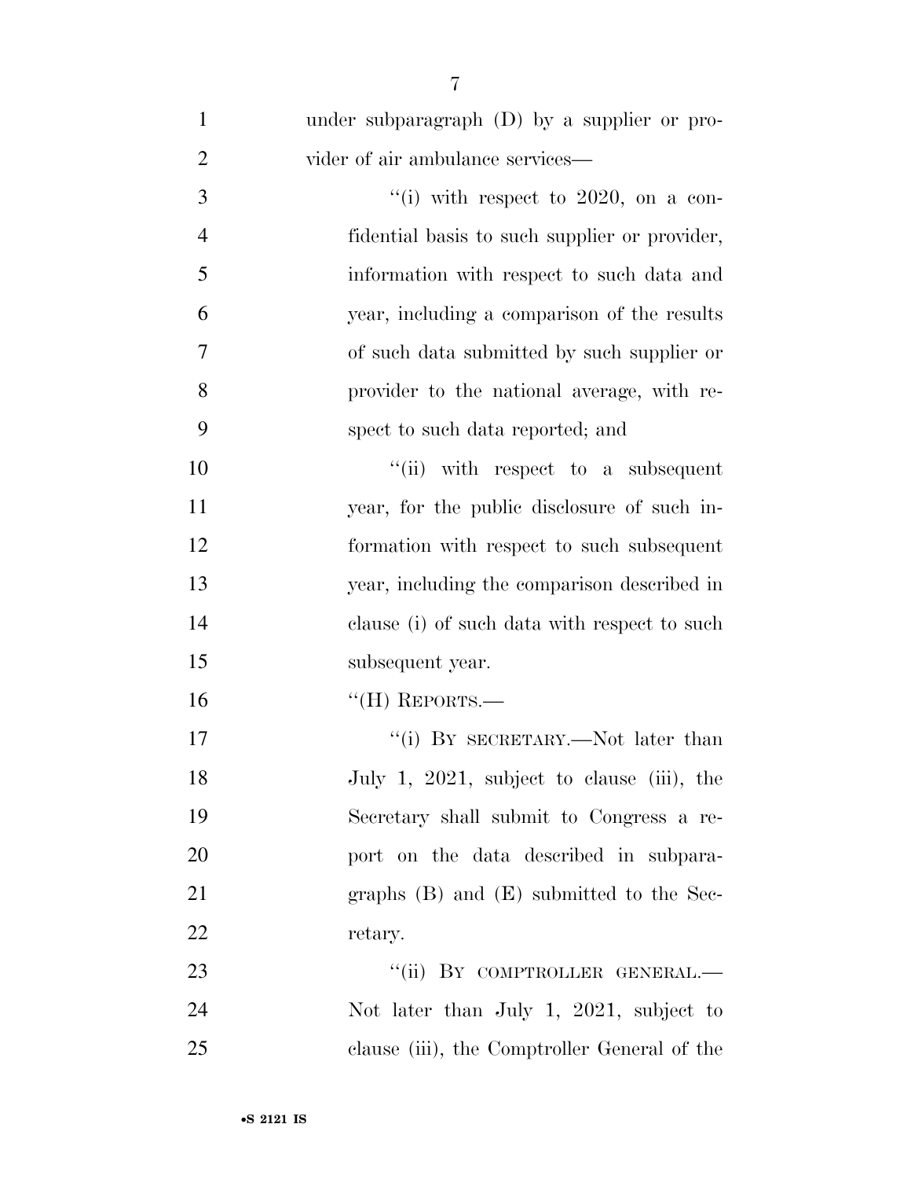under subparagraph (D) by a supplier or provider of air ambulance services—

"(i) with respect to 2020, on a confidential basis to such supplier or provider, information with respect to such data and year, including a comparison of the results of such data submitted by such supplier or provider to the national average, with respect to such data reported; and

"(ii) with respect to a subsequent year, for the public disclosure of such information with respect to such subsequent year, including the comparison described in clause (i) of such data with respect to such subsequent year.

"(H) REPORTS.—

"(i) BY SECRETARY.—Not later than July 1, 2021, subject to clause (iii), the Secretary shall submit to Congress a report on the data described in subparagraphs (B) and (E) submitted to the Secretary.

"(ii) BY COMPTROLLER GENERAL.—Not later than July 1, 2021, subject to clause (iii), the Comptroller General of the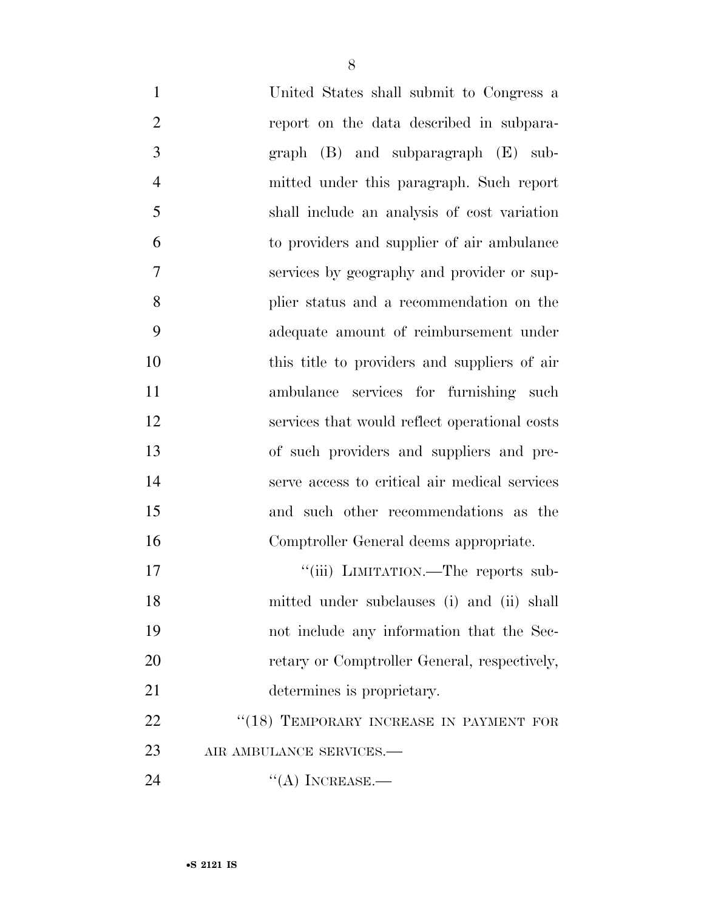United States shall submit to Congress a report on the data described in subparagraph (B) and subparagraph (E) submitted under this paragraph. Such report shall include an analysis of cost variation to providers and supplier of air ambulance services by geography and provider or supplier status and a recommendation on the adequate amount of reimbursement under this title to providers and suppliers of air ambulance services for furnishing such services that would reflect operational costs of such providers and suppliers and preserve access to critical air medical services and such other recommendations as the Comptroller General deems appropriate.

''(iii) LIMITATION.—The reports submitted under subclauses (i) and (ii) shall not include any information that the Secretary or Comptroller General, respectively, determines is proprietary.

''(18) TEMPORARY INCREASE IN PAYMENT FOR AIR AMBULANCE SERVICES.—

''(A) INCREASE.—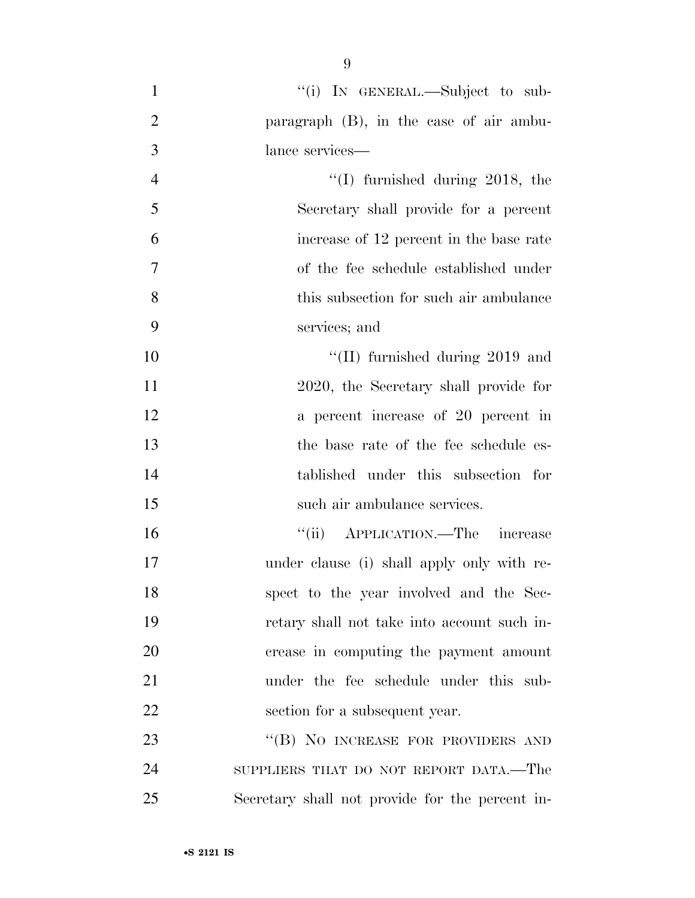"(i) IN GENERAL.—Subject to subparagraph (B), in the case of air ambulance services—

"(I) furnished during 2018, the Secretary shall provide for a percent increase of 12 percent in the base rate of the fee schedule established under this subsection for such air ambulance services; and

"(II) furnished during 2019 and 2020, the Secretary shall provide for a percent increase of 20 percent in the base rate of the fee schedule established under this subsection for such air ambulance services.

"(ii) APPLICATION.—The increase under clause (i) shall apply only with respect to the year involved and the Secretary shall not take into account such increase in computing the payment amount under the fee schedule under this subsection for a subsequent year.

"(B) NO INCREASE FOR PROVIDERS AND SUPPLIERS THAT DO NOT REPORT DATA.—The Secretary shall not provide for the percent in-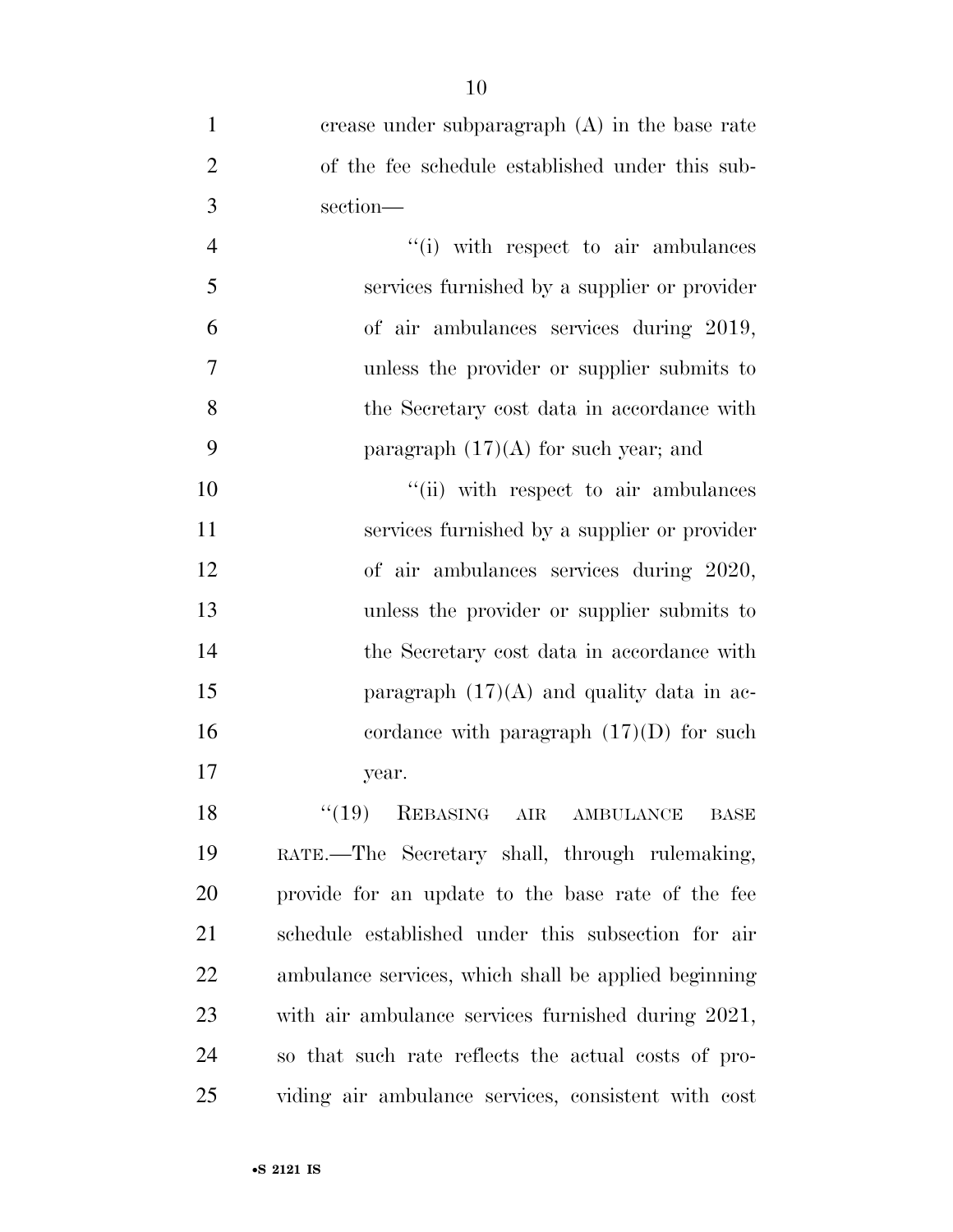crease under subparagraph (A) in the base rate of the fee schedule established under this subsection—

"(i) with respect to air ambulances services furnished by a supplier or provider of air ambulances services during 2019, unless the provider or supplier submits to the Secretary cost data in accordance with paragraph (17)(A) for such year; and

"(ii) with respect to air ambulances services furnished by a supplier or provider of air ambulances services during 2020, unless the provider or supplier submits to the Secretary cost data in accordance with paragraph (17)(A) and quality data in accordance with paragraph (17)(D) for such year.

"(19) REBASING AIR AMBULANCE BASE RATE.—The Secretary shall, through rulemaking, provide for an update to the base rate of the fee schedule established under this subsection for air ambulance services, which shall be applied beginning with air ambulance services furnished during 2021, so that such rate reflects the actual costs of providing air ambulance services, consistent with cost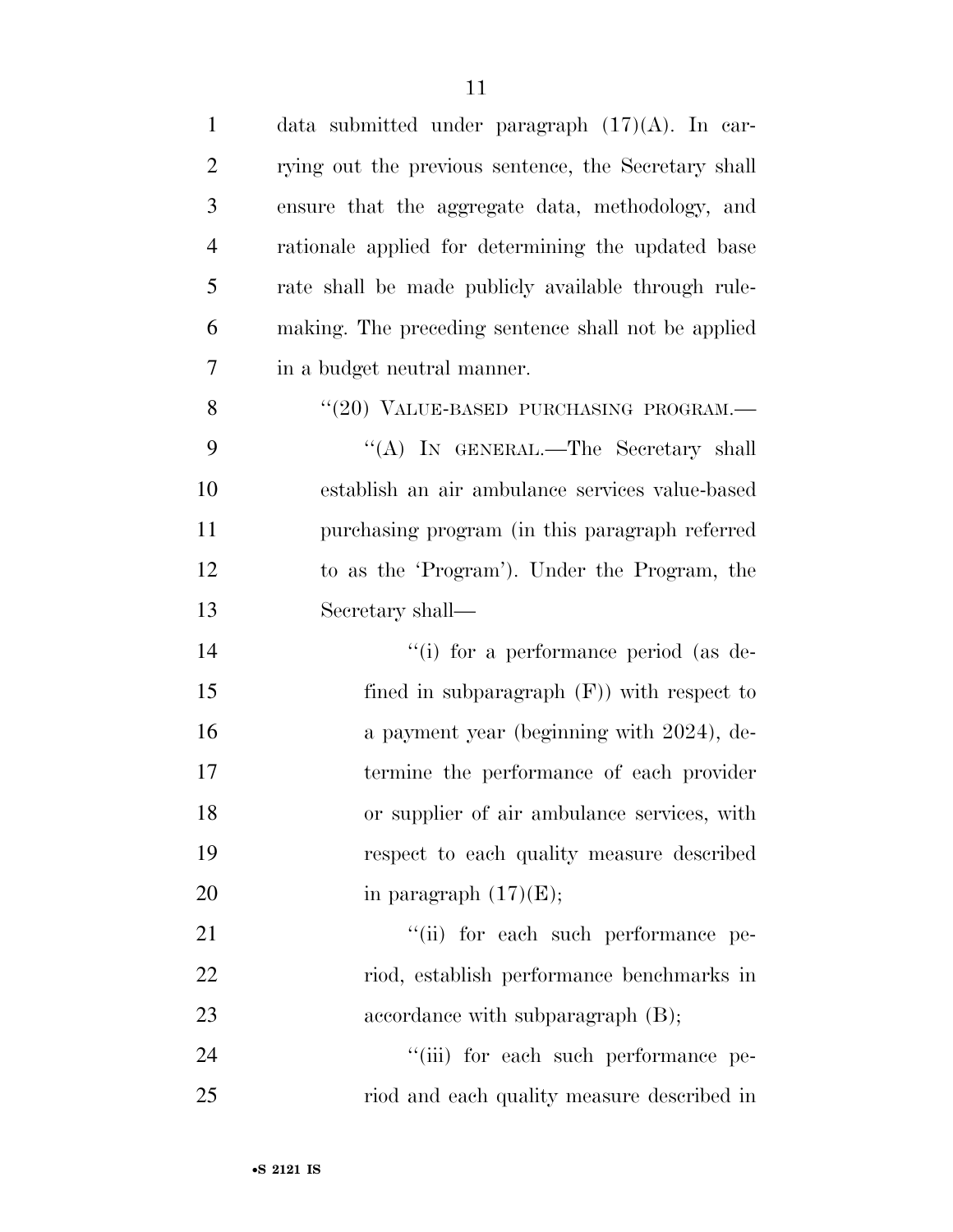data submitted under paragraph (17)(A). In carrying out the previous sentence, the Secretary shall ensure that the aggregate data, methodology, and rationale applied for determining the updated base rate shall be made publicly available through rulemaking. The preceding sentence shall not be applied in a budget neutral manner.

"(20) VALUE-BASED PURCHASING PROGRAM.—

"(A) IN GENERAL.—The Secretary shall establish an air ambulance services value-based purchasing program (in this paragraph referred to as the 'Program'). Under the Program, the Secretary shall—

"(i) for a performance period (as defined in subparagraph (F)) with respect to a payment year (beginning with 2024), determine the performance of each provider or supplier of air ambulance services, with respect to each quality measure described in paragraph (17)(E);

"(ii) for each such performance period, establish performance benchmarks in accordance with subparagraph (B);

"(iii) for each such performance period and each quality measure described in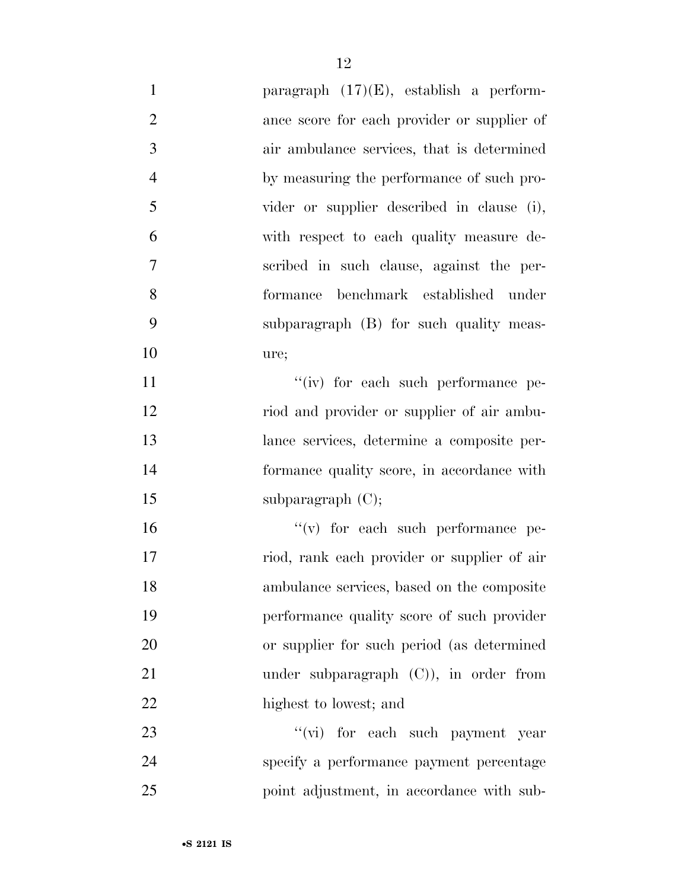paragraph (17)(E), establish a performance score for each provider or supplier of air ambulance services, that is determined by measuring the performance of such provider or supplier described in clause (i), with respect to each quality measure described in such clause, against the performance benchmark established under subparagraph (B) for such quality measure;

"(iv) for each such performance period and provider or supplier of air ambulance services, determine a composite performance quality score, in accordance with subparagraph (C);

"(v) for each such performance period, rank each provider or supplier of air ambulance services, based on the composite performance quality score of such provider or supplier for such period (as determined under subparagraph (C)), in order from highest to lowest; and

"(vi) for each such payment year specify a performance payment percentage point adjustment, in accordance with sub-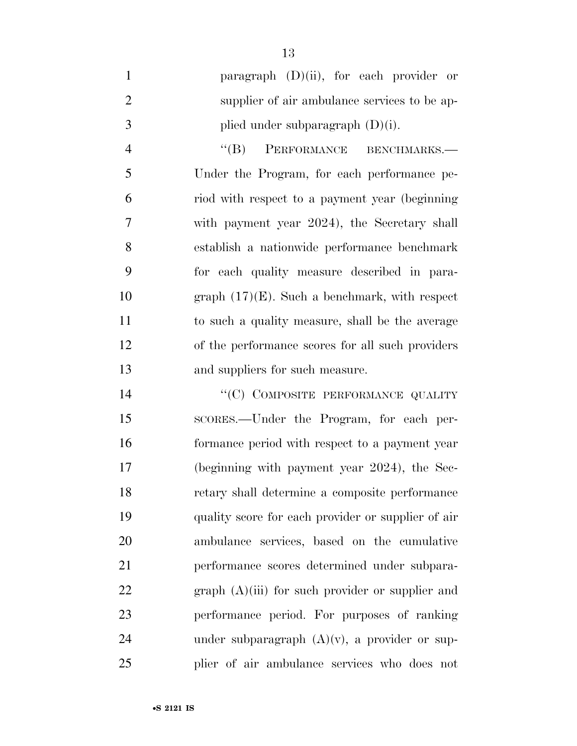paragraph (D)(ii), for each provider or supplier of air ambulance services to be applied under subparagraph (D)(i).

"(B) PERFORMANCE BENCHMARKS.—Under the Program, for each performance period with respect to a payment year (beginning with payment year 2024), the Secretary shall establish a nationwide performance benchmark for each quality measure described in paragraph (17)(E). Such a benchmark, with respect to such a quality measure, shall be the average of the performance scores for all such providers and suppliers for such measure.

"(C) COMPOSITE PERFORMANCE QUALITY SCORES.—Under the Program, for each performance period with respect to a payment year (beginning with payment year 2024), the Secretary shall determine a composite performance quality score for each provider or supplier of air ambulance services, based on the cumulative performance scores determined under subparagraph (A)(iii) for such provider or supplier and performance period. For purposes of ranking under subparagraph (A)(v), a provider or supplier of air ambulance services who does not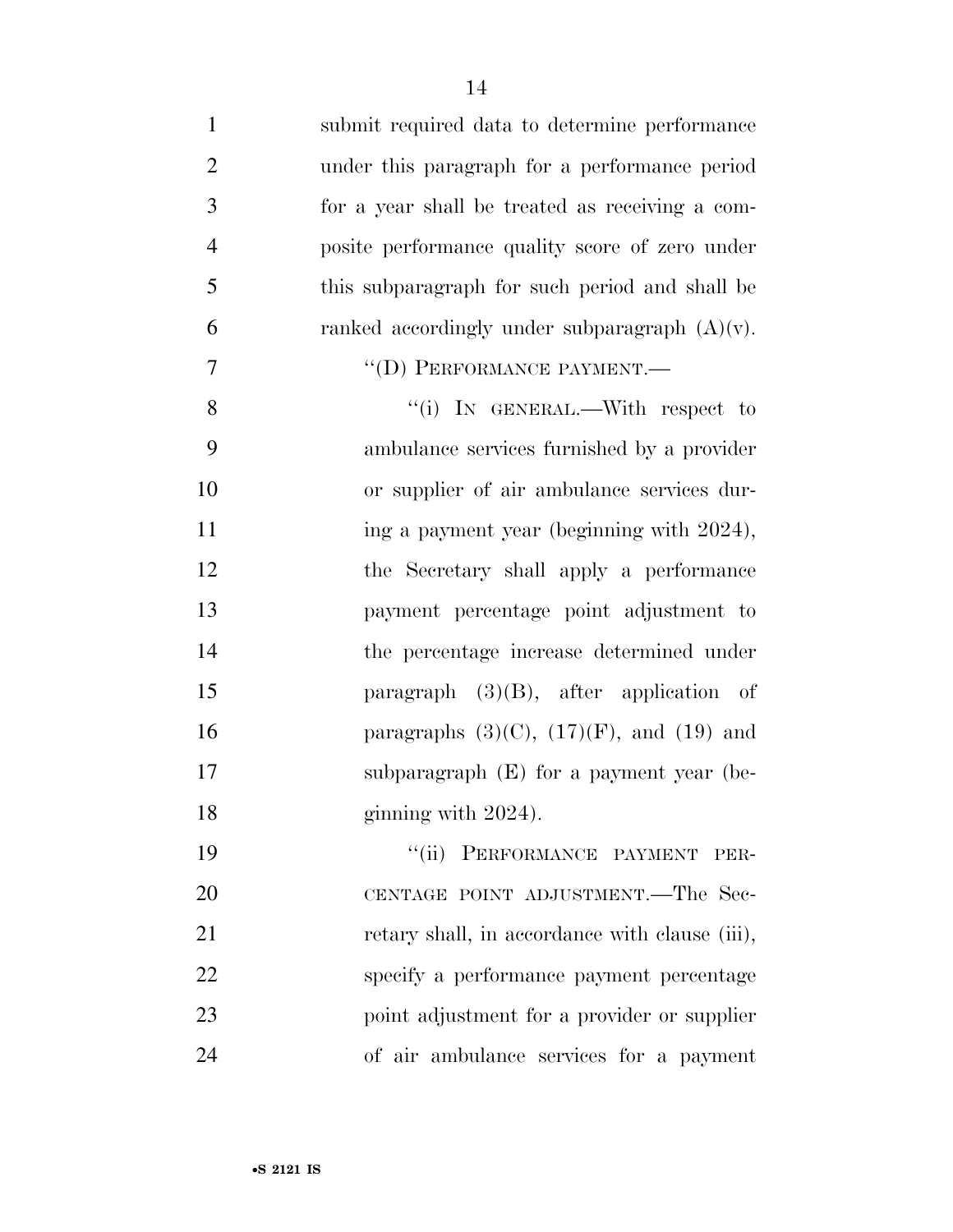submit required data to determine performance under this paragraph for a performance period for a year shall be treated as receiving a composite performance quality score of zero under this subparagraph for such period and shall be ranked accordingly under subparagraph (A)(v).

"(D) PERFORMANCE PAYMENT.—

"(i) IN GENERAL.—With respect to ambulance services furnished by a provider or supplier of air ambulance services during a payment year (beginning with 2024), the Secretary shall apply a performance payment percentage point adjustment to the percentage increase determined under paragraph (3)(B), after application of paragraphs (3)(C), (17)(F), and (19) and subparagraph (E) for a payment year (beginning with 2024).

"(ii) PERFORMANCE PAYMENT PERCENTAGE POINT ADJUSTMENT.—The Secretary shall, in accordance with clause (iii), specify a performance payment percentage point adjustment for a provider or supplier of air ambulance services for a payment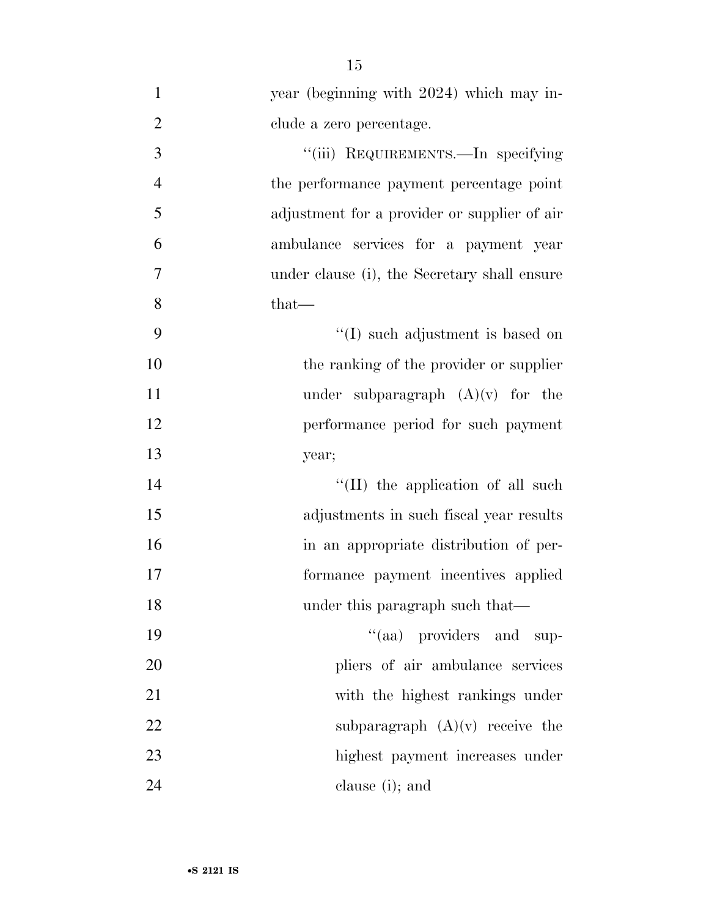year (beginning with 2024) which may include a zero percentage.

"(iii) REQUIREMENTS.—In specifying the performance payment percentage point adjustment for a provider or supplier of air ambulance services for a payment year under clause (i), the Secretary shall ensure that—

"(I) such adjustment is based on the ranking of the provider or supplier under subparagraph (A)(v) for the performance period for such payment year;

"(II) the application of all such adjustments in such fiscal year results in an appropriate distribution of performance payment incentives applied under this paragraph such that—

"(aa) providers and suppliers of air ambulance services with the highest rankings under subparagraph (A)(v) receive the highest payment increases under clause (i); and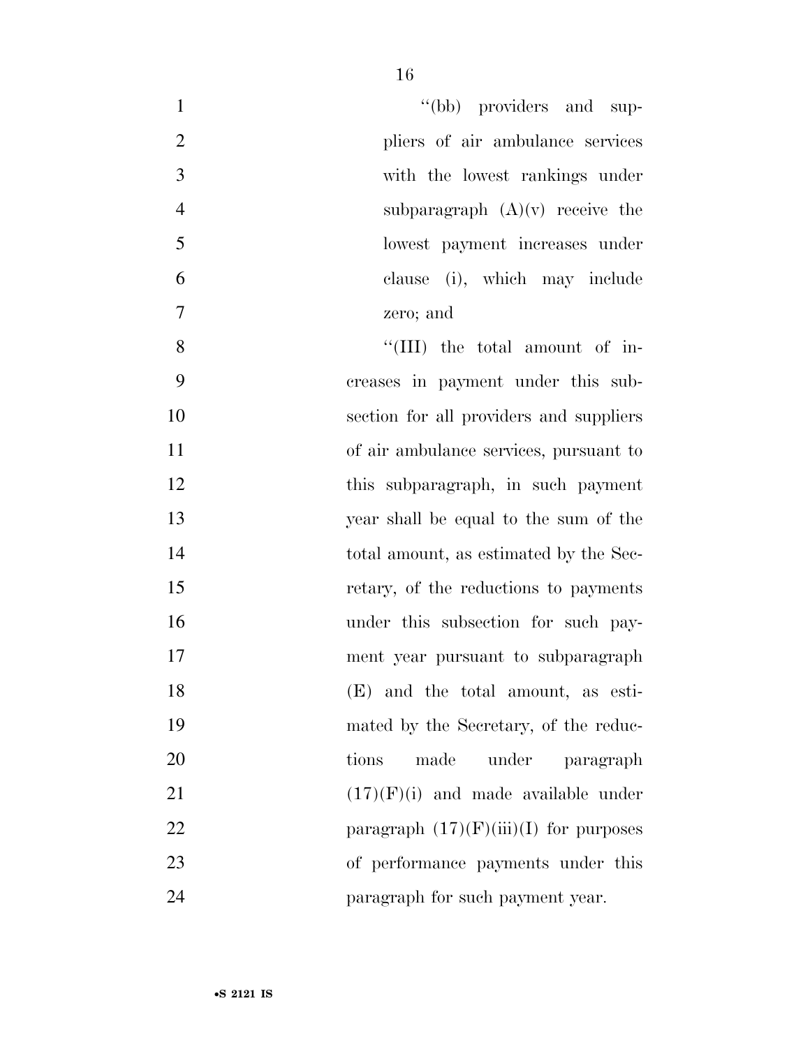"(bb) providers and suppliers of air ambulance services with the lowest rankings under subparagraph (A)(v) receive the lowest payment increases under clause (i), which may include zero; and

"(III) the total amount of increases in payment under this subsection for all providers and suppliers of air ambulance services, pursuant to this subparagraph, in such payment year shall be equal to the sum of the total amount, as estimated by the Secretary, of the reductions to payments under this subsection for such payment year pursuant to subparagraph (E) and the total amount, as estimated by the Secretary, of the reductions made under paragraph (17)(F)(i) and made available under paragraph (17)(F)(iii)(I) for purposes of performance payments under this paragraph for such payment year.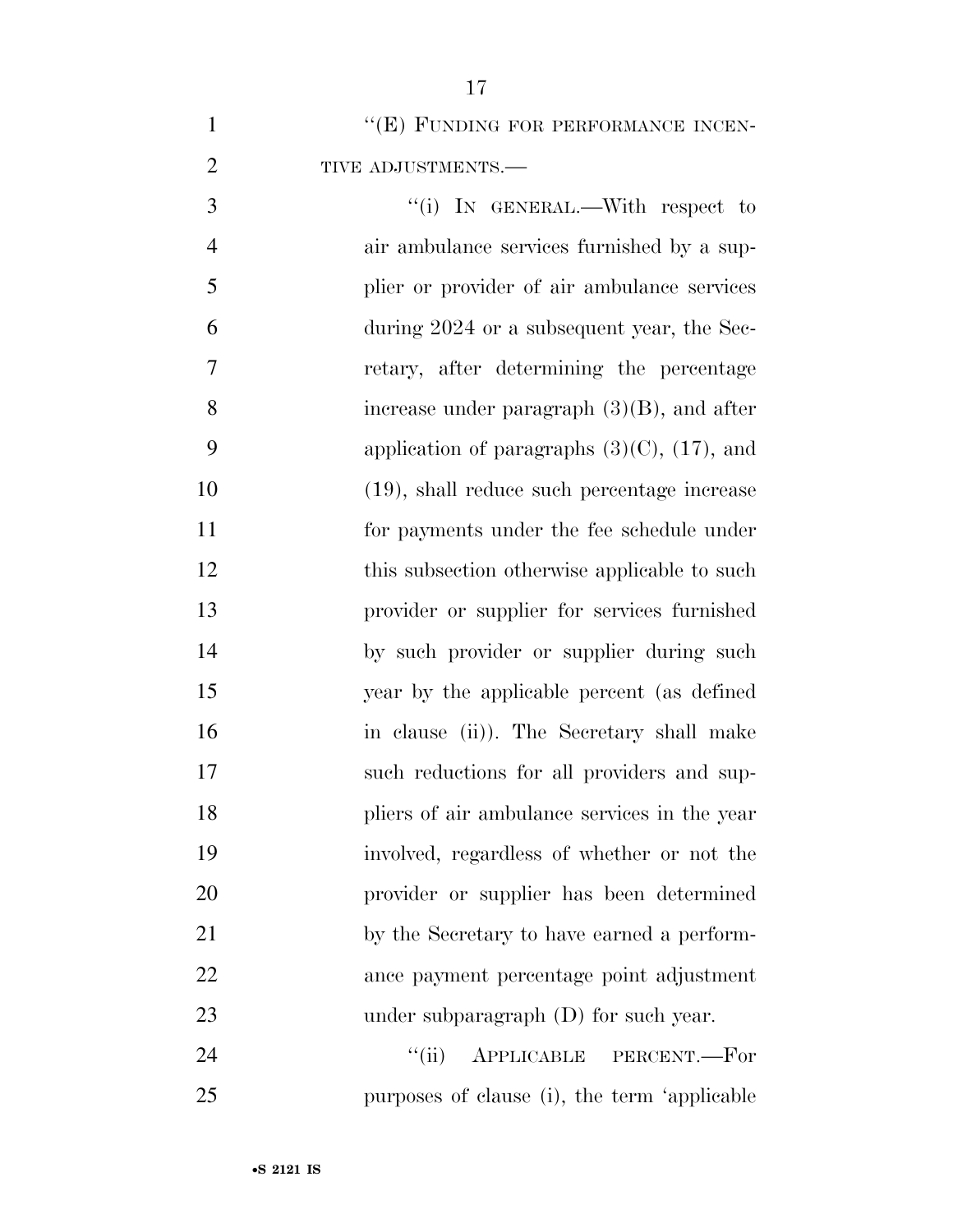"(E) FUNDING FOR PERFORMANCE INCENTIVE ADJUSTMENTS.—

"(i) IN GENERAL.—With respect to air ambulance services furnished by a supplier or provider of air ambulance services during 2024 or a subsequent year, the Secretary, after determining the percentage increase under paragraph (3)(B), and after application of paragraphs (3)(C), (17), and (19), shall reduce such percentage increase for payments under the fee schedule under this subsection otherwise applicable to such provider or supplier for services furnished by such provider or supplier during such year by the applicable percent (as defined in clause (ii)). The Secretary shall make such reductions for all providers and suppliers of air ambulance services in the year involved, regardless of whether or not the provider or supplier has been determined by the Secretary to have earned a performance payment percentage point adjustment under subparagraph (D) for such year.

"(ii) APPLICABLE PERCENT.—For purposes of clause (i), the term 'applicable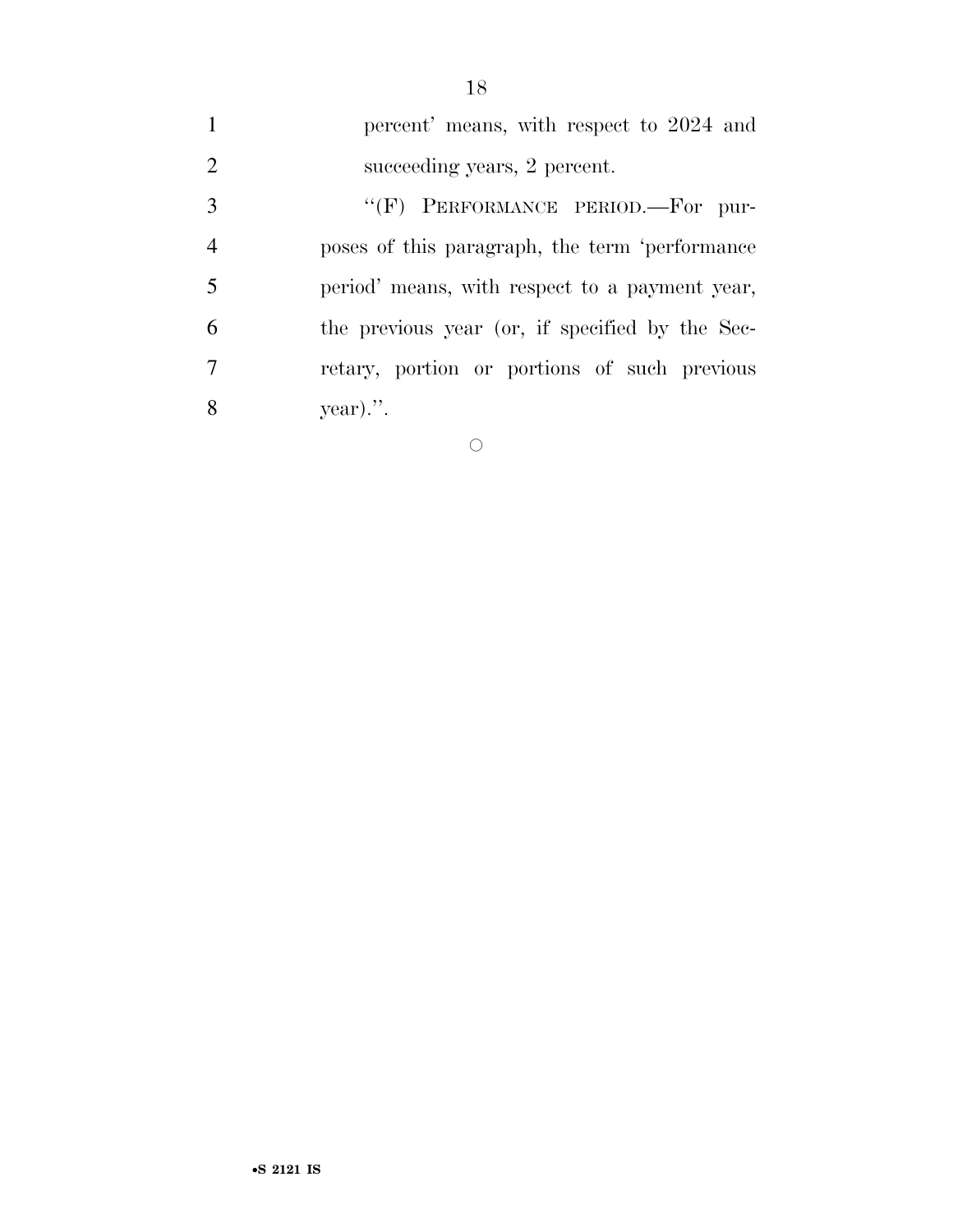percent' means, with respect to 2024 and succeeding years, 2 percent.

"(F) PERFORMANCE PERIOD.—For purposes of this paragraph, the term 'performance period' means, with respect to a payment year, the previous year (or, if specified by the Secretary, portion or portions of such previous year).".

○